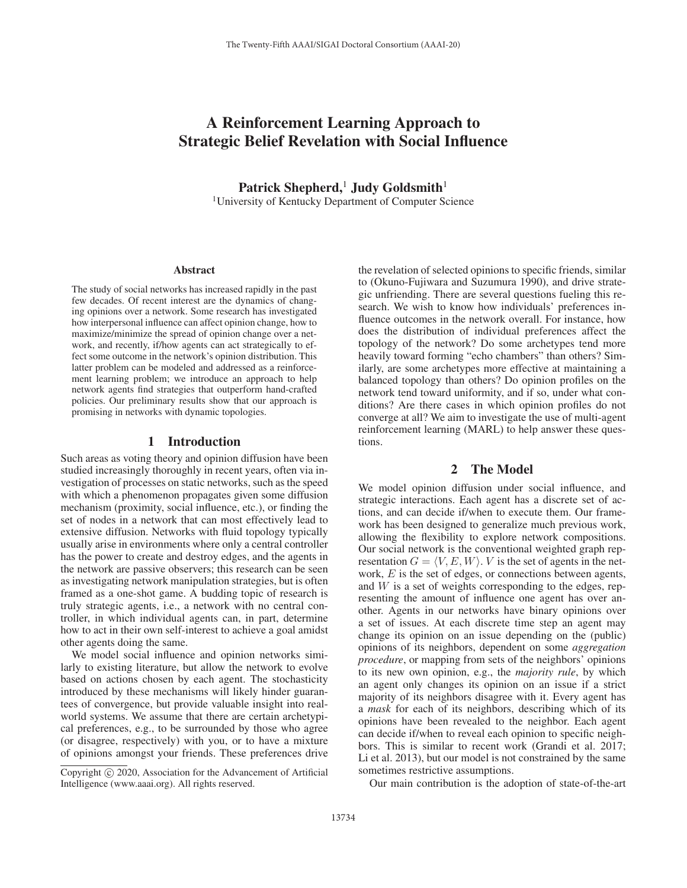# A Reinforcement Learning Approach to Strategic Belief Revelation with Social Influence

**Patrick Shepherd,[1] Judy Goldsmith[1]**

[1]University of Kentucky Department of Computer Science

## Abstract

The study of social networks has increased rapidly in the past few decades. Of recent interest are the dynamics of changing opinions over a network. Some research has investigated how interpersonal influence can affect opinion change, how to maximize/minimize the spread of opinion change over a network, and recently, if/how agents can act strategically to effect some outcome in the network's opinion distribution. This latter problem can be modeled and addressed as a reinforcement learning problem; we introduce an approach to help network agents find strategies that outperform hand-crafted policies. Our preliminary results show that our approach is promising in networks with dynamic topologies.

## 1 Introduction

Such areas as voting theory and opinion diffusion have been studied increasingly thoroughly in recent years, often via investigation of processes on static networks, such as the speed with which a phenomenon propagates given some diffusion mechanism (proximity, social influence, etc.), or finding the set of nodes in a network that can most effectively lead to extensive diffusion. Networks with fluid topology typically usually arise in environments where only a central controller has the power to create and destroy edges, and the agents in the network are passive observers; this research can be seen as investigating network manipulation strategies, but is often framed as a one-shot game. A budding topic of research is truly strategic agents, i.e., a network with no central controller, in which individual agents can, in part, determine how to act in their own self-interest to achieve a goal amidst other agents doing the same.

We model social influence and opinion networks similarly to existing literature, but allow the network to evolve based on actions chosen by each agent. The stochasticity introduced by these mechanisms will likely hinder guarantees of convergence, but provide valuable insight into real-world systems. We assume that there are certain archetypical preferences, e.g., to be surrounded by those who agree (or disagree, respectively) with you, or to have a mixture of opinions amongst your friends. These preferences drive the revelation of selected opinions to specific friends, similar to (Okuno-Fujiwara and Suzumura 1990), and drive strategic unfriending. There are several questions fueling this research. We wish to know how individuals' preferences influence outcomes in the network overall. For instance, how does the distribution of individual preferences affect the topology of the network? Do some archetypes tend more heavily toward forming "echo chambers" than others? Similarly, are some archetypes more effective at maintaining a balanced topology than others? Do opinion profiles on the network tend toward uniformity, and if so, under what conditions? Are there cases in which opinion profiles do not converge at all? We aim to investigate the use of multi-agent reinforcement learning (MARL) to help answer these questions.

## 2 The Model

We model opinion diffusion under social influence, and strategic interactions. Each agent has a discrete set of actions, and can decide if/when to execute them. Our framework has been designed to generalize much previous work, allowing the flexibility to explore network compositions. Our social network is the conventional weighted graph representation $G = \langle V, E, W \rangle$. $V$ is the set of agents in the network, $E$ is the set of edges, or connections between agents, and $W$ is a set of weights corresponding to the edges, representing the amount of influence one agent has over another. Agents in our networks have binary opinions over a set of issues. At each discrete time step an agent may change its opinion on an issue depending on the (public) opinions of its neighbors, dependent on some *aggregation procedure*, or mapping from sets of the neighbors' opinions to its new own opinion, e.g., the *majority rule*, by which an agent only changes its opinion on an issue if a strict majority of its neighbors disagree with it. Every agent has a *mask* for each of its neighbors, describing which of its opinions have been revealed to the neighbor. Each agent can decide if/when to reveal each opinion to specific neighbors. This is similar to recent work (Grandi et al. 2017; Li et al. 2013), but our model is not constrained by the same sometimes restrictive assumptions.

Our main contribution is the adoption of state-of-the-art

Copyright © 2020, Association for the Advancement of Artificial Intelligence (www.aaai.org). All rights reserved.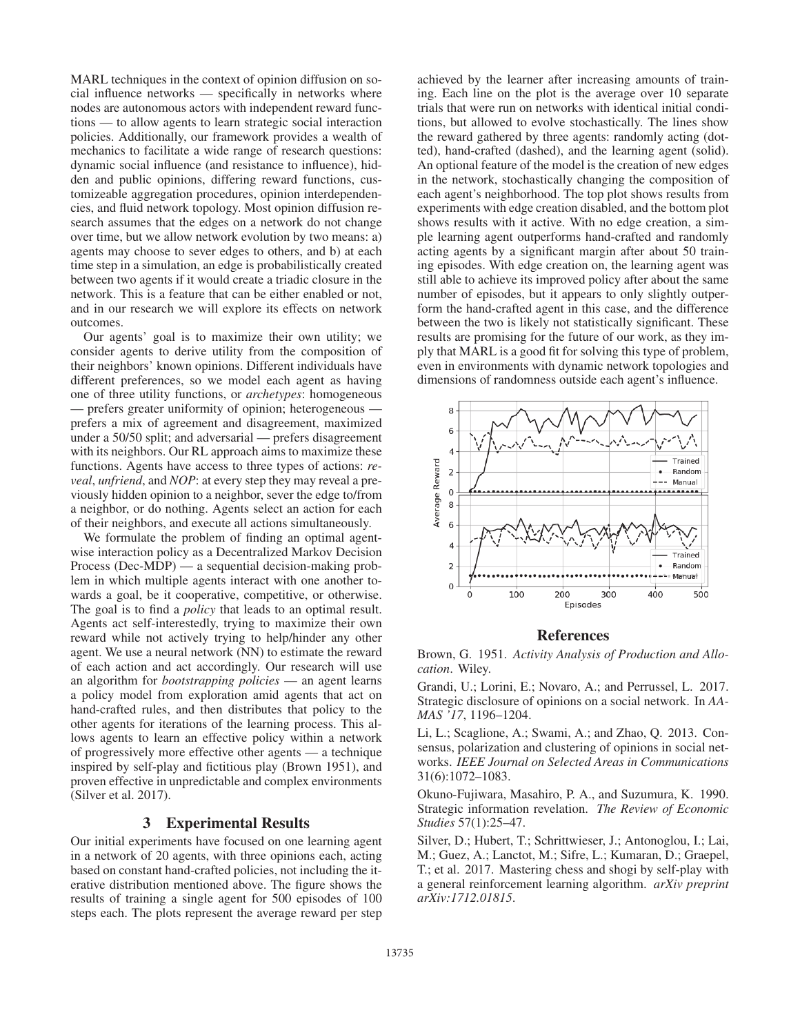MARL techniques in the context of opinion diffusion on social influence networks — specifically in networks where nodes are autonomous actors with independent reward functions — to allow agents to learn strategic social interaction policies. Additionally, our framework provides a wealth of mechanics to facilitate a wide range of research questions: dynamic social influence (and resistance to influence), hidden and public opinions, differing reward functions, customizeable aggregation procedures, opinion interdependencies, and fluid network topology. Most opinion diffusion research assumes that the edges on a network do not change over time, but we allow network evolution by two means: a) agents may choose to sever edges to others, and b) at each time step in a simulation, an edge is probabilistically created between two agents if it would create a triadic closure in the network. This is a feature that can be either enabled or not, and in our research we will explore its effects on network outcomes.

Our agents' goal is to maximize their own utility; we consider agents to derive utility from the composition of their neighbors' known opinions. Different individuals have different preferences, so we model each agent as having one of three utility functions, or *archetypes*: homogeneous — prefers greater uniformity of opinion; heterogeneous — prefers a mix of agreement and disagreement, maximized under a 50/50 split; and adversarial — prefers disagreement with its neighbors. Our RL approach aims to maximize these functions. Agents have access to three types of actions: *reveal*, *unfriend*, and *NOP*: at every step they may reveal a previously hidden opinion to a neighbor, sever the edge to/from a neighbor, or do nothing. Agents select an action for each of their neighbors, and execute all actions simultaneously.

We formulate the problem of finding an optimal agent-wise interaction policy as a Decentralized Markov Decision Process (Dec-MDP) — a sequential decision-making problem in which multiple agents interact with one another towards a goal, be it cooperative, competitive, or otherwise. The goal is to find a *policy* that leads to an optimal result. Agents act self-interestedly, trying to maximize their own reward while not actively trying to help/hinder any other agent. We use a neural network (NN) to estimate the reward of each action and act accordingly. Our research will use an algorithm for *bootstrapping policies* — an agent learns a policy model from exploration amid agents that act on hand-crafted rules, and then distributes that policy to the other agents for iterations of the learning process. This allows agents to learn an effective policy within a network of progressively more effective other agents — a technique inspired by self-play and fictitious play (Brown 1951), and proven effective in unpredictable and complex environments (Silver et al. 2017).

## 3 Experimental Results

Our initial experiments have focused on one learning agent in a network of 20 agents, with three opinions each, acting based on constant hand-crafted policies, not including the iterative distribution mentioned above. The figure shows the results of training a single agent for 500 episodes of 100 steps each. The plots represent the average reward per step achieved by the learner after increasing amounts of training. Each line on the plot is the average over 10 separate trials that were run on networks with identical initial conditions, but allowed to evolve stochastically. The lines show the reward gathered by three agents: randomly acting (dotted), hand-crafted (dashed), and the learning agent (solid). An optional feature of the model is the creation of new edges in the network, stochastically changing the composition of each agent's neighborhood. The top plot shows results from experiments with edge creation disabled, and the bottom plot shows results with it active. With no edge creation, a simple learning agent outperforms hand-crafted and randomly acting agents by a significant margin after about 50 training episodes. With edge creation on, the learning agent was still able to achieve its improved policy after about the same number of episodes, but it appears to only slightly outperform the hand-crafted agent in this case, and the difference between the two is likely not statistically significant. These results are promising for the future of our work, as they imply that MARL is a good fit for solving this type of problem, even in environments with dynamic network topologies and dimensions of randomness outside each agent's influence.

Average Reward
Trained
Random
Manual
Episodes
0 100 200 300 400 500

## References

Brown, G. 1951. *Activity Analysis of Production and Allocation*. Wiley.

Grandi, U.; Lorini, E.; Novaro, A.; and Perrussel, L. 2017. Strategic disclosure of opinions on a social network. In *AAMAS '17*, 1196–1204.

Li, L.; Scaglione, A.; Swami, A.; and Zhao, Q. 2013. Consensus, polarization and clustering of opinions in social networks. *IEEE Journal on Selected Areas in Communications* 31(6):1072–1083.

Okuno-Fujiwara, Masahiro, P. A., and Suzumura, K. 1990. Strategic information revelation. *The Review of Economic Studies* 57(1):25–47.

Silver, D.; Hubert, T.; Schrittwieser, J.; Antonoglou, I.; Lai, M.; Guez, A.; Lanctot, M.; Sifre, L.; Kumaran, D.; Graepel, T.; et al. 2017. Mastering chess and shogi by self-play with a general reinforcement learning algorithm. *arXiv preprint arXiv:1712.01815*.